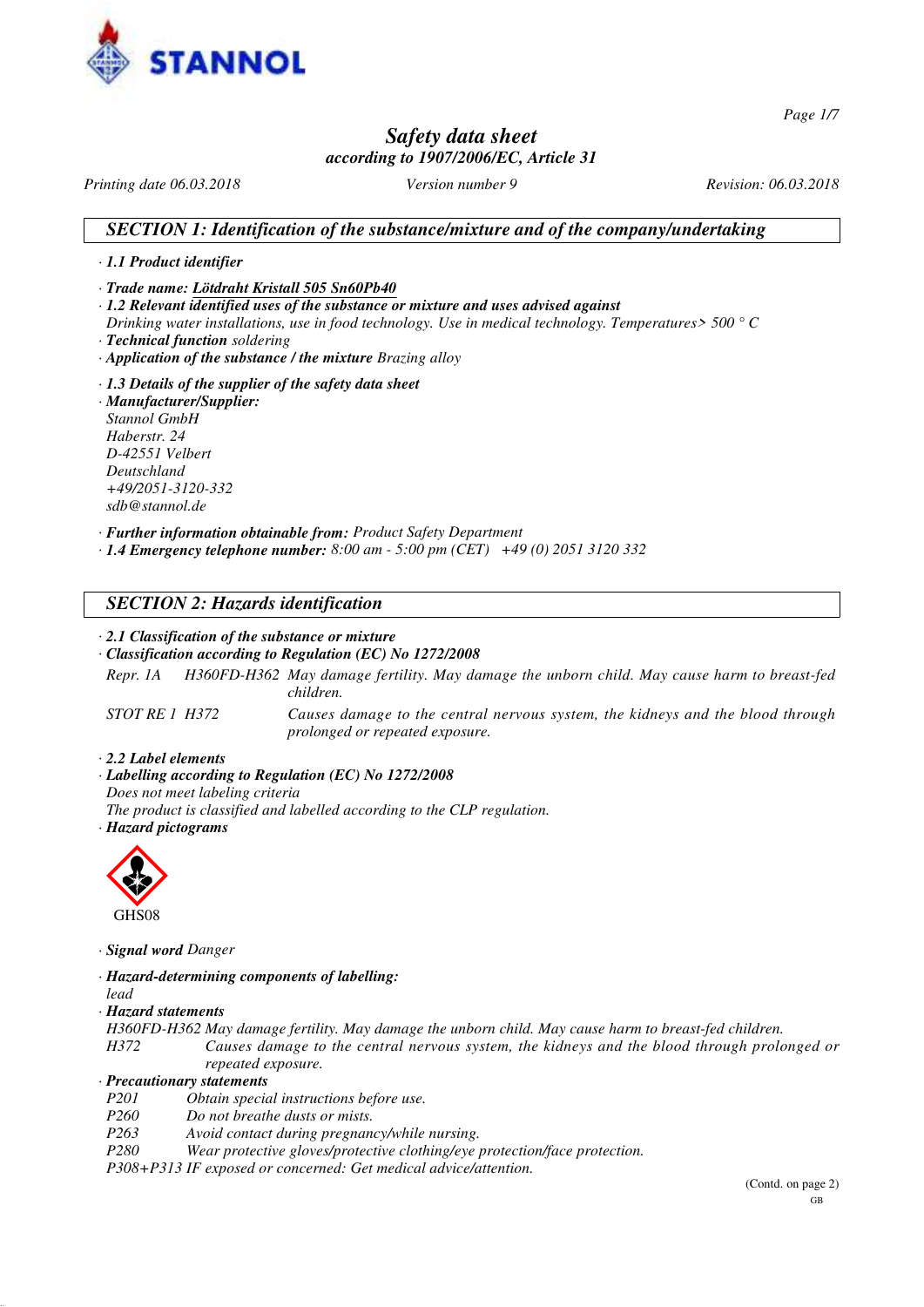# Safety data sheet

*according to 1907/2006/EC, Article 31*

*Printing date 06.03.2018* *Version number 9* *Revision: 06.03.2018*

## SECTION 1: Identification of the substance/mixture and of the company/undertaking

· **1.1 Product identifier**

· **Trade name: Lötdraht Kristall 505 Sn60Pb40**

· **1.2 Relevant identified uses of the substance or mixture and uses advised against**
Drinking water installations, use in food technology. Use in medical technology. Temperatures> 500 ° C

· **Technical function** soldering

· **Application of the substance / the mixture** Brazing alloy

· **1.3 Details of the supplier of the safety data sheet**

· **Manufacturer/Supplier:**
Stannol GmbH
Haberstr. 24
D-42551 Velbert
Deutschland
+49/2051-3120-332
sdb@stannol.de

· **Further information obtainable from:** Product Safety Department

· **1.4 Emergency telephone number:** 8:00 am - 5:00 pm (CET) +49 (0) 2051 3120 332

## SECTION 2: Hazards identification

· **2.1 Classification of the substance or mixture**

· **Classification according to Regulation (EC) No 1272/2008**

| | | |
|---|---|---|
| Repr. 1A | H360FD-H362 | May damage fertility. May damage the unborn child. May cause harm to breast-fed children. |
| STOT RE 1 | H372 | Causes damage to the central nervous system, the kidneys and the blood through prolonged or repeated exposure. |

· **2.2 Label elements**

· **Labelling according to Regulation (EC) No 1272/2008**
Does not meet labeling criteria
The product is classified and labelled according to the CLP regulation.

· **Hazard pictograms**

GHS08

· **Signal word** Danger

· **Hazard-determining components of labelling:**
lead

· **Hazard statements**
H360FD-H362 May damage fertility. May damage the unborn child. May cause harm to breast-fed children.
H372 Causes damage to the central nervous system, the kidneys and the blood through prolonged or repeated exposure.

· **Precautionary statements**
P201 Obtain special instructions before use.
P260 Do not breathe dusts or mists.
P263 Avoid contact during pregnancy/while nursing.
P280 Wear protective gloves/protective clothing/eye protection/face protection.
P308+P313 IF exposed or concerned: Get medical advice/attention.

(Contd. on page 2)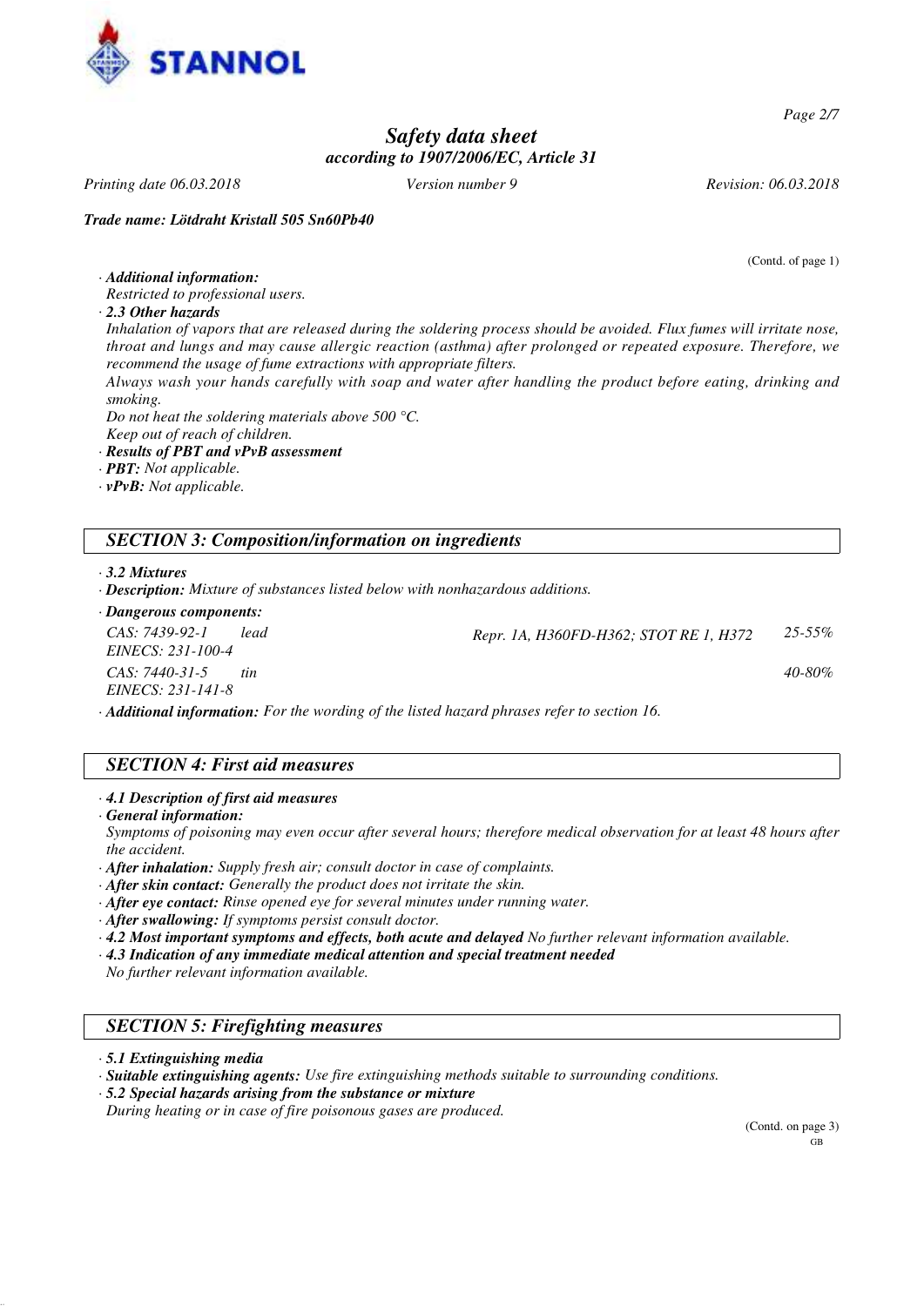*Trade name: Lötdraht Kristall 505 Sn60Pb40*

(Contd. of page 1)

· ***Additional information:***
*Restricted to professional users.*

· ***2.3 Other hazards***
*Inhalation of vapors that are released during the soldering process should be avoided. Flux fumes will irritate nose, throat and lungs and may cause allergic reaction (asthma) after prolonged or repeated exposure. Therefore, we recommend the usage of fume extractions with appropriate filters.*
*Always wash your hands carefully with soap and water after handling the product before eating, drinking and smoking.*
*Do not heat the soldering materials above 500 °C.*
*Keep out of reach of children.*

· ***Results of PBT and vPvB assessment***
· ***PBT:*** *Not applicable.*
· ***vPvB:*** *Not applicable.*

## *SECTION 3: Composition/information on ingredients*

· ***3.2 Mixtures***
· ***Description:*** *Mixture of substances listed below with nonhazardous additions.*

· ***Dangerous components:***

| | | | |
|---|---|---|---|
| *CAS: 7439-92-1*<br>*EINECS: 231-100-4* | *lead* | *Repr. 1A, H360FD-H362; STOT RE 1, H372* | *25-55%* |
| *CAS: 7440-31-5*<br>*EINECS: 231-141-8* | *tin* | | *40-80%* |

· ***Additional information:*** *For the wording of the listed hazard phrases refer to section 16.*

## *SECTION 4: First aid measures*

· ***4.1 Description of first aid measures***
· ***General information:***
*Symptoms of poisoning may even occur after several hours; therefore medical observation for at least 48 hours after the accident.*
· ***After inhalation:*** *Supply fresh air; consult doctor in case of complaints.*
· ***After skin contact:*** *Generally the product does not irritate the skin.*
· ***After eye contact:*** *Rinse opened eye for several minutes under running water.*
· ***After swallowing:*** *If symptoms persist consult doctor.*
· ***4.2 Most important symptoms and effects, both acute and delayed*** *No further relevant information available.*
· ***4.3 Indication of any immediate medical attention and special treatment needed***
*No further relevant information available.*

## *SECTION 5: Firefighting measures*

· ***5.1 Extinguishing media***
· ***Suitable extinguishing agents:*** *Use fire extinguishing methods suitable to surrounding conditions.*
· ***5.2 Special hazards arising from the substance or mixture***
*During heating or in case of fire poisonous gases are produced.*

(Contd. on page 3)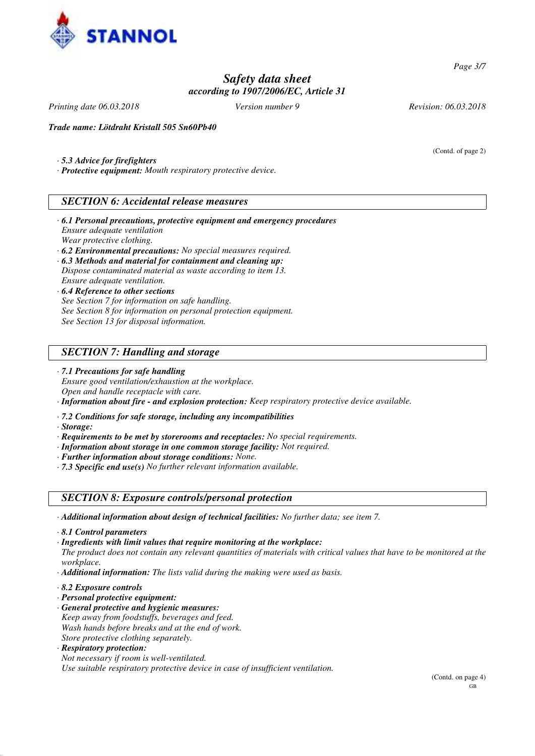*(Contd. of page 2)*

· **5.3 Advice for firefighters**
· **Protective equipment:** Mouth respiratory protective device.

## SECTION 6: Accidental release measures

· **6.1 Personal precautions, protective equipment and emergency procedures**
Ensure adequate ventilation
Wear protective clothing.
· **6.2 Environmental precautions:** No special measures required.
· **6.3 Methods and material for containment and cleaning up:**
Dispose contaminated material as waste according to item 13.
Ensure adequate ventilation.
· **6.4 Reference to other sections**
See Section 7 for information on safe handling.
See Section 8 for information on personal protection equipment.
See Section 13 for disposal information.

## SECTION 7: Handling and storage

· **7.1 Precautions for safe handling**
Ensure good ventilation/exhaustion at the workplace.
Open and handle receptacle with care.
· **Information about fire - and explosion protection:** Keep respiratory protective device available.

· **7.2 Conditions for safe storage, including any incompatibilities**
· **Storage:**
· **Requirements to be met by storerooms and receptacles:** No special requirements.
· **Information about storage in one common storage facility:** Not required.
· **Further information about storage conditions:** None.
· **7.3 Specific end use(s)** No further relevant information available.

## SECTION 8: Exposure controls/personal protection

· **Additional information about design of technical facilities:** No further data; see item 7.

· **8.1 Control parameters**
· **Ingredients with limit values that require monitoring at the workplace:**
The product does not contain any relevant quantities of materials with critical values that have to be monitored at the workplace.
· **Additional information:** The lists valid during the making were used as basis.

· **8.2 Exposure controls**
· **Personal protective equipment:**
· **General protective and hygienic measures:**
Keep away from foodstuffs, beverages and feed.
Wash hands before breaks and at the end of work.
Store protective clothing separately.
· **Respiratory protection:**
Not necessary if room is well-ventilated.
Use suitable respiratory protective device in case of insufficient ventilation.

*(Contd. on page 4)*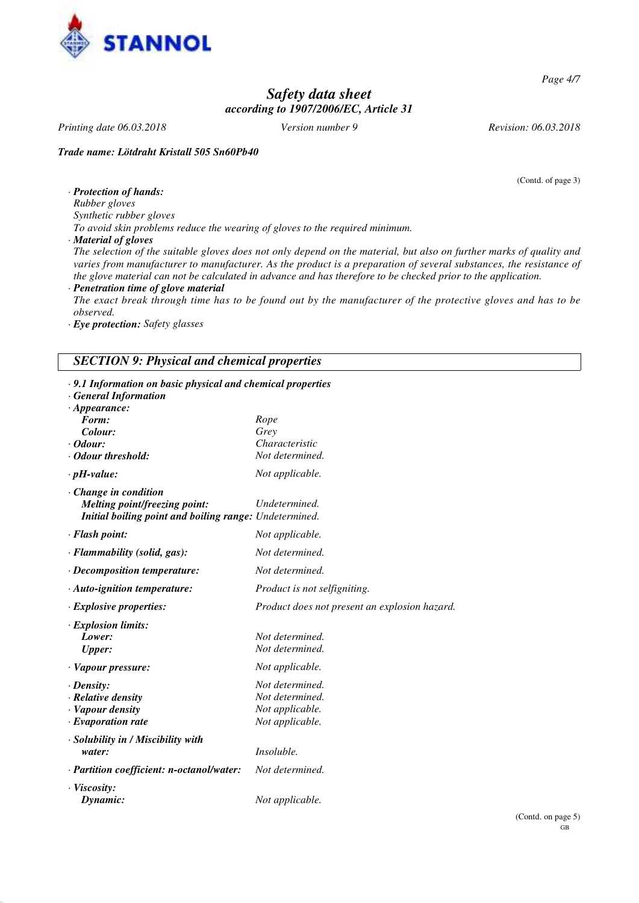Trade name: Lötdraht Kristall 505 Sn60Pb40

(Contd. of page 3)

· ***Protection of hands:***
*Rubber gloves*
*Synthetic rubber gloves*
*To avoid skin problems reduce the wearing of gloves to the required minimum.*

· ***Material of gloves***
*The selection of the suitable gloves does not only depend on the material, but also on further marks of quality and varies from manufacturer to manufacturer. As the product is a preparation of several substances, the resistance of the glove material can not be calculated in advance and has therefore to be checked prior to the application.*

· ***Penetration time of glove material***
*The exact break through time has to be found out by the manufacturer of the protective gloves and has to be observed.*

· ***Eye protection:*** *Safety glasses*

## SECTION 9: Physical and chemical properties

· ***9.1 Information on basic physical and chemical properties***

· ***General Information***

· ***Appearance:***

| | |
|---|---|
| ***Form:*** | *Rope* |
| ***Colour:*** | *Grey* |
| · ***Odour:*** | *Characteristic* |
| · ***Odour threshold:*** | *Not determined.* |
| · ***pH-value:*** | *Not applicable.* |
| · ***Change in condition*** | |
| ***Melting point/freezing point:*** | *Undetermined.* |
| ***Initial boiling point and boiling range:*** | *Undetermined.* |
| · ***Flash point:*** | *Not applicable.* |
| · ***Flammability (solid, gas):*** | *Not determined.* |
| · ***Decomposition temperature:*** | *Not determined.* |
| · ***Auto-ignition temperature:*** | *Product is not selfigniting.* |
| · ***Explosive properties:*** | *Product does not present an explosion hazard.* |
| · ***Explosion limits:*** | |
| ***Lower:*** | *Not determined.* |
| ***Upper:*** | *Not determined.* |
| · ***Vapour pressure:*** | *Not applicable.* |
| · ***Density:*** | *Not determined.* |
| · ***Relative density*** | *Not determined.* |
| · ***Vapour density*** | *Not applicable.* |
| · ***Evaporation rate*** | *Not applicable.* |
| · ***Solubility in / Miscibility with water:*** | *Insoluble.* |
| · ***Partition coefficient: n-octanol/water:*** | *Not determined.* |
| · ***Viscosity:*** | |
| ***Dynamic:*** | *Not applicable.* |

(Contd. on page 5)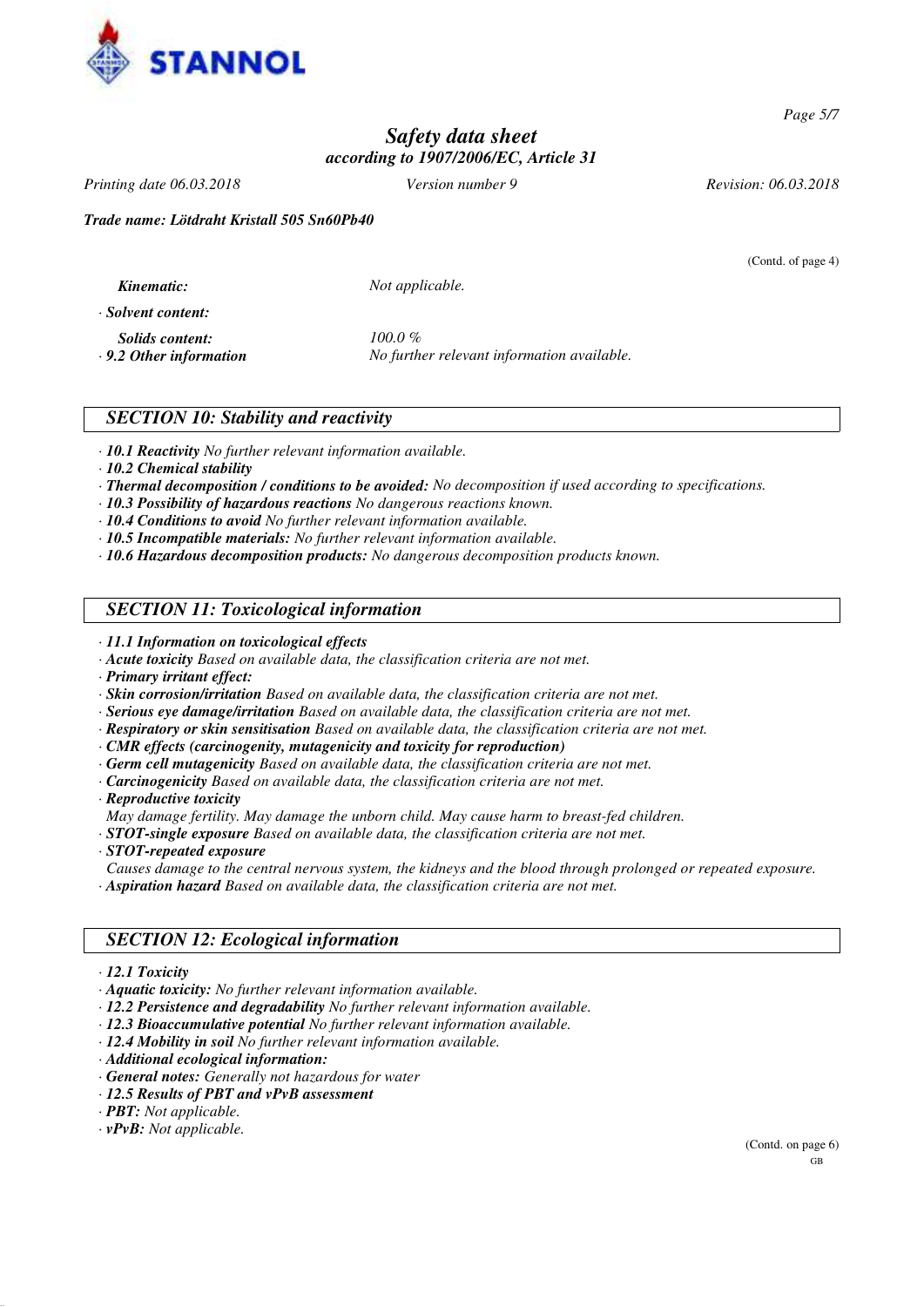(Contd. of page 4)

*Kinematic:* Not applicable.

· **Solvent content:**

*Solids content:* 100.0 %

· **9.2 Other information** No further relevant information available.

## SECTION 10: Stability and reactivity

· **10.1 Reactivity** No further relevant information available.
· **10.2 Chemical stability**
· **Thermal decomposition / conditions to be avoided:** No decomposition if used according to specifications.
· **10.3 Possibility of hazardous reactions** No dangerous reactions known.
· **10.4 Conditions to avoid** No further relevant information available.
· **10.5 Incompatible materials:** No further relevant information available.
· **10.6 Hazardous decomposition products:** No dangerous decomposition products known.

## SECTION 11: Toxicological information

· **11.1 Information on toxicological effects**
· **Acute toxicity** Based on available data, the classification criteria are not met.
· **Primary irritant effect:**
· **Skin corrosion/irritation** Based on available data, the classification criteria are not met.
· **Serious eye damage/irritation** Based on available data, the classification criteria are not met.
· **Respiratory or skin sensitisation** Based on available data, the classification criteria are not met.
· **CMR effects (carcinogenity, mutagenicity and toxicity for reproduction)**
· **Germ cell mutagenicity** Based on available data, the classification criteria are not met.
· **Carcinogenicity** Based on available data, the classification criteria are not met.
· **Reproductive toxicity**
May damage fertility. May damage the unborn child. May cause harm to breast-fed children.
· **STOT-single exposure** Based on available data, the classification criteria are not met.
· **STOT-repeated exposure**
Causes damage to the central nervous system, the kidneys and the blood through prolonged or repeated exposure.
· **Aspiration hazard** Based on available data, the classification criteria are not met.

## SECTION 12: Ecological information

· **12.1 Toxicity**
· **Aquatic toxicity:** No further relevant information available.
· **12.2 Persistence and degradability** No further relevant information available.
· **12.3 Bioaccumulative potential** No further relevant information available.
· **12.4 Mobility in soil** No further relevant information available.
· **Additional ecological information:**
· **General notes:** Generally not hazardous for water
· **12.5 Results of PBT and vPvB assessment**
· **PBT:** Not applicable.
· **vPvB:** Not applicable.

(Contd. on page 6)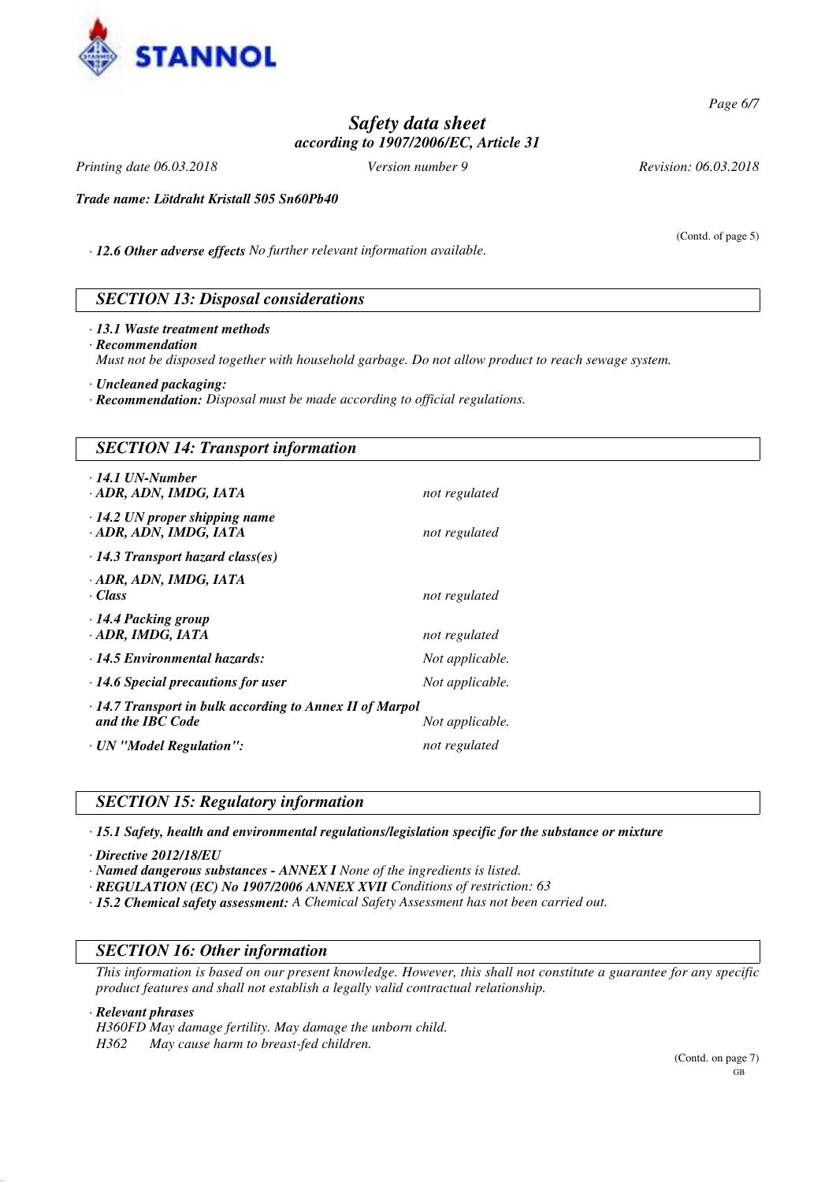(Contd. of page 5)

· ***12.6 Other adverse effects*** *No further relevant information available.*

## *SECTION 13: Disposal considerations*

· ***13.1 Waste treatment methods***
· ***Recommendation***
*Must not be disposed together with household garbage. Do not allow product to reach sewage system.*

· ***Uncleaned packaging:***
· ***Recommendation:*** *Disposal must be made according to official regulations.*

## *SECTION 14: Transport information*

| | |
|---|---|
| · ***14.1 UN-Number*** | |
| · ***ADR, ADN, IMDG, IATA*** | *not regulated* |
| · ***14.2 UN proper shipping name*** | |
| · ***ADR, ADN, IMDG, IATA*** | *not regulated* |
| · ***14.3 Transport hazard class(es)*** | |
| · ***ADR, ADN, IMDG, IATA*** | |
| · ***Class*** | *not regulated* |
| · ***14.4 Packing group*** | |
| · ***ADR, IMDG, IATA*** | *not regulated* |
| · ***14.5 Environmental hazards:*** | *Not applicable.* |
| · ***14.6 Special precautions for user*** | *Not applicable.* |
| · ***14.7 Transport in bulk according to Annex II of Marpol and the IBC Code*** | *Not applicable.* |
| · ***UN "Model Regulation":*** | *not regulated* |

## *SECTION 15: Regulatory information*

· ***15.1 Safety, health and environmental regulations/legislation specific for the substance or mixture***

· ***Directive 2012/18/EU***
· ***Named dangerous substances - ANNEX I*** *None of the ingredients is listed.*
· ***REGULATION (EC) No 1907/2006 ANNEX XVII*** *Conditions of restriction: 63*
· ***15.2 Chemical safety assessment:*** *A Chemical Safety Assessment has not been carried out.*

## *SECTION 16: Other information*

*This information is based on our present knowledge. However, this shall not constitute a guarantee for any specific product features and shall not establish a legally valid contractual relationship.*

· ***Relevant phrases***
*H360FD May damage fertility. May damage the unborn child.*
*H362 May cause harm to breast-fed children.*

(Contd. on page 7)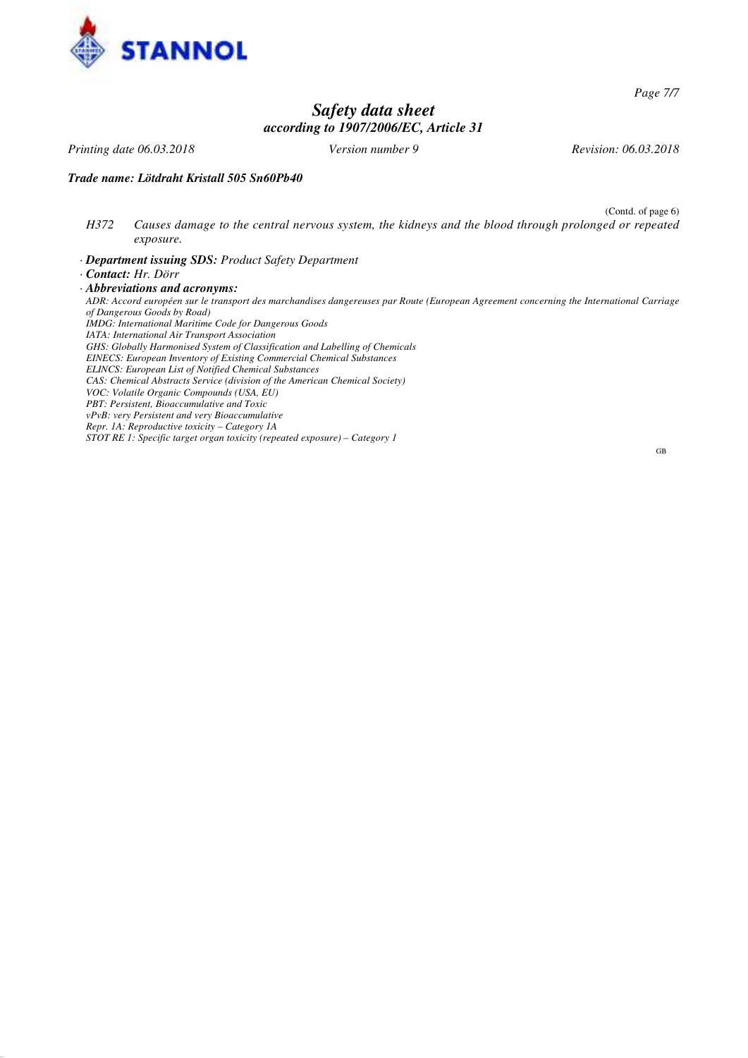(Contd. of page 6)

*H372 Causes damage to the central nervous system, the kidneys and the blood through prolonged or repeated exposure.*

· ***Department issuing SDS:*** *Product Safety Department*

· ***Contact:*** *Hr. Dörr*

· ***Abbreviations and acronyms:***

*ADR: Accord européen sur le transport des marchandises dangereuses par Route (European Agreement concerning the International Carriage of Dangerous Goods by Road)*
*IMDG: International Maritime Code for Dangerous Goods*
*IATA: International Air Transport Association*
*GHS: Globally Harmonised System of Classification and Labelling of Chemicals*
*EINECS: European Inventory of Existing Commercial Chemical Substances*
*ELINCS: European List of Notified Chemical Substances*
*CAS: Chemical Abstracts Service (division of the American Chemical Society)*
*VOC: Volatile Organic Compounds (USA, EU)*
*PBT: Persistent, Bioaccumulative and Toxic*
*vPvB: very Persistent and very Bioaccumulative*
*Repr. 1A: Reproductive toxicity – Category 1A*
*STOT RE 1: Specific target organ toxicity (repeated exposure) – Category 1*